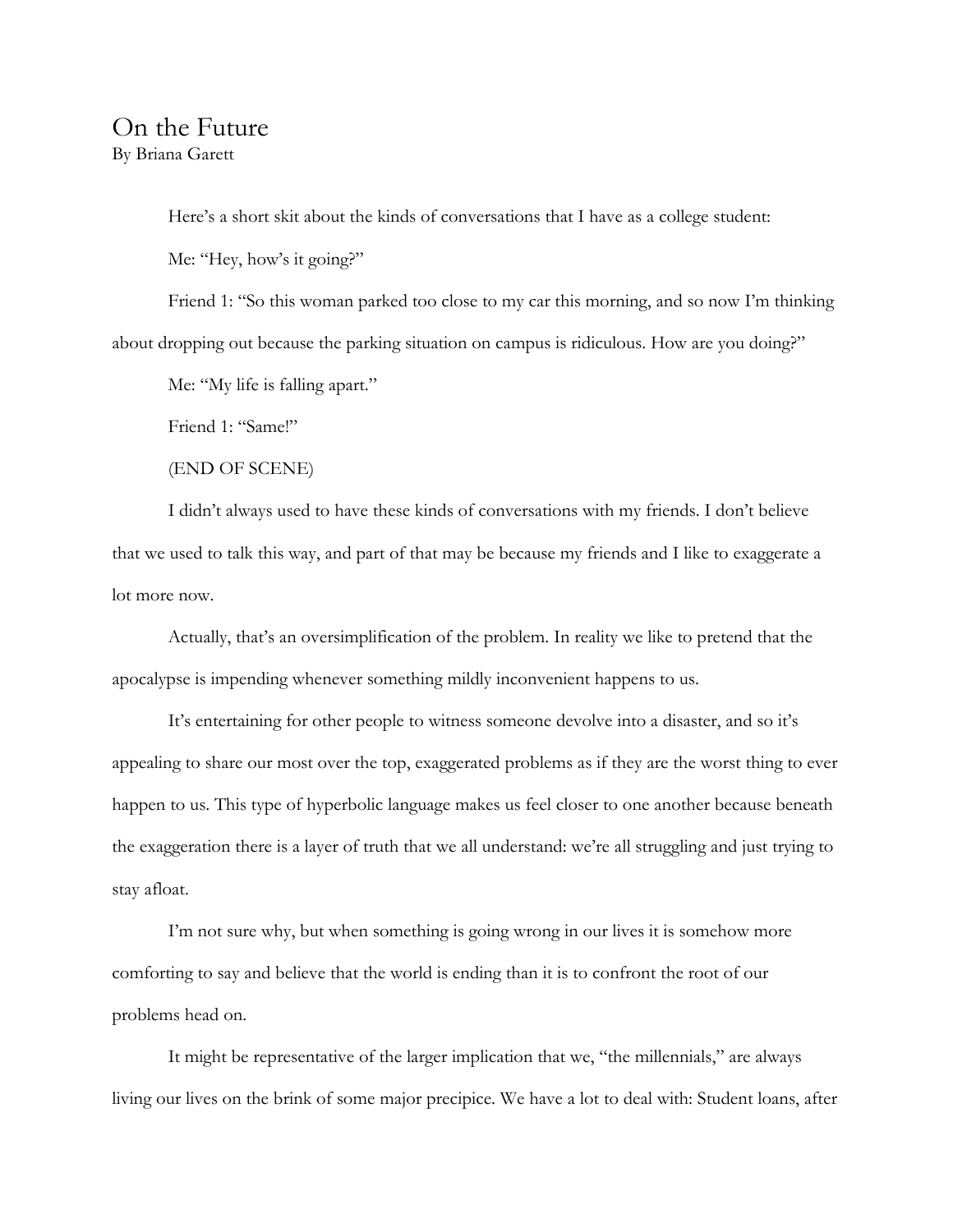# On the Future

By Briana Garett

Here's a short skit about the kinds of conversations that I have as a college student:

Me: "Hey, how's it going?"

Friend 1: "So this woman parked too close to my car this morning, and so now I'm thinking about dropping out because the parking situation on campus is ridiculous. How are you doing?"

Me: "My life is falling apart."

Friend 1: "Same!"

(END OF SCENE)

I didn't always used to have these kinds of conversations with my friends. I don't believe that we used to talk this way, and part of that may be because my friends and I like to exaggerate a lot more now.

Actually, that's an oversimplification of the problem. In reality we like to pretend that the apocalypse is impending whenever something mildly inconvenient happens to us.

It's entertaining for other people to witness someone devolve into a disaster, and so it's appealing to share our most over the top, exaggerated problems as if they are the worst thing to ever happen to us. This type of hyperbolic language makes us feel closer to one another because beneath the exaggeration there is a layer of truth that we all understand: we're all struggling and just trying to stay afloat.

I'm not sure why, but when something is going wrong in our lives it is somehow more comforting to say and believe that the world is ending than it is to confront the root of our problems head on.

It might be representative of the larger implication that we, "the millennials," are always living our lives on the brink of some major precipice. We have a lot to deal with: Student loans, after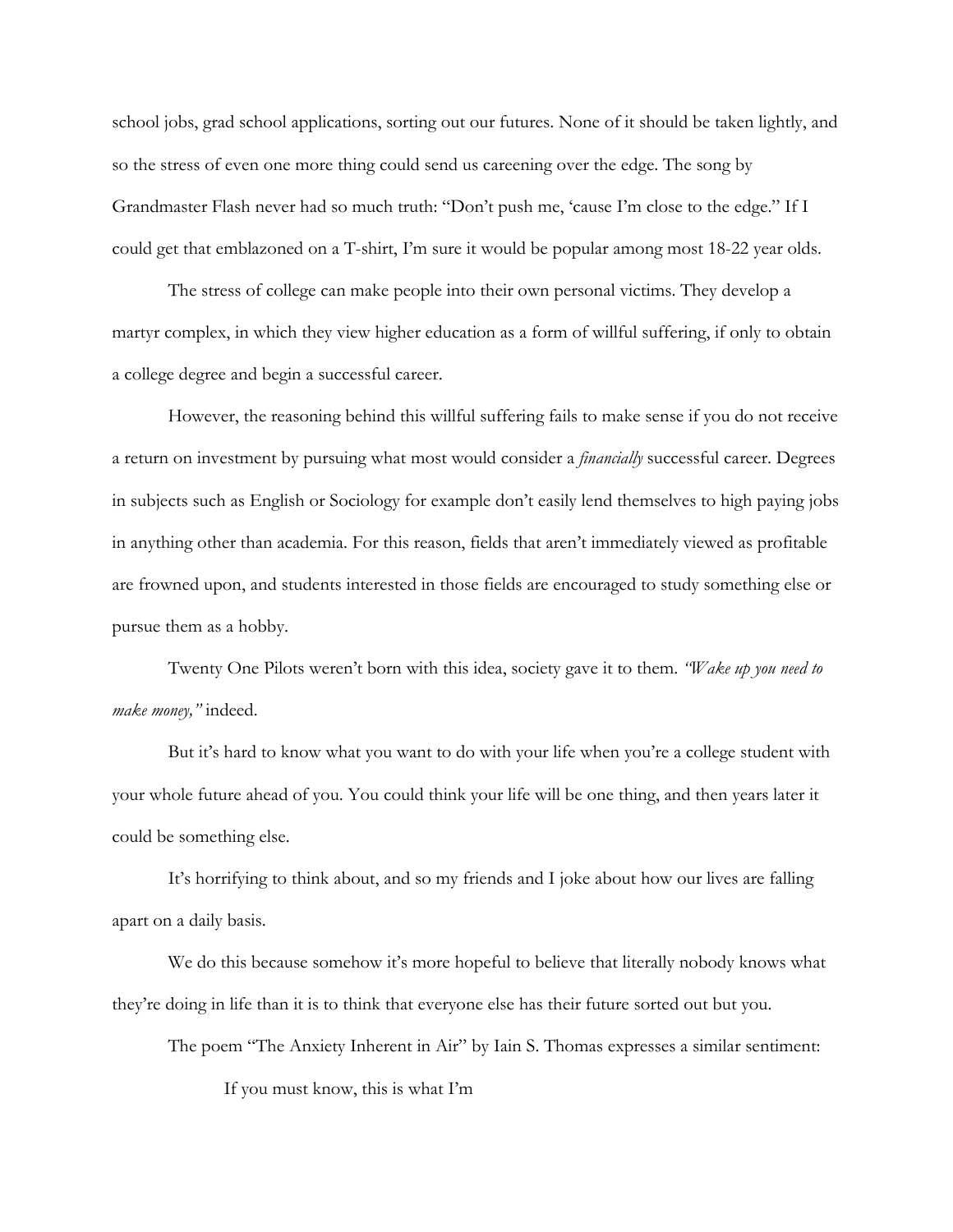school jobs, grad school applications, sorting out our futures. None of it should be taken lightly, and so the stress of even one more thing could send us careening over the edge. The song by Grandmaster Flash never had so much truth: "Don't push me, 'cause I'm close to the edge." If I could get that emblazoned on a T-shirt, I'm sure it would be popular among most 18-22 year olds.

The stress of college can make people into their own personal victims. They develop a martyr complex, in which they view higher education as a form of willful suffering, if only to obtain a college degree and begin a successful career.

However, the reasoning behind this willful suffering fails to make sense if you do not receive a return on investment by pursuing what most would consider a *financially* successful career. Degrees in subjects such as English or Sociology for example don't easily lend themselves to high paying jobs in anything other than academia. For this reason, fields that aren't immediately viewed as profitable are frowned upon, and students interested in those fields are encouraged to study something else or pursue them as a hobby.

Twenty One Pilots weren't born with this idea, society gave it to them. *"Wake up you need to make money,"* indeed.

But it's hard to know what you want to do with your life when you're a college student with your whole future ahead of you. You could think your life will be one thing, and then years later it could be something else.

It's horrifying to think about, and so my friends and I joke about how our lives are falling apart on a daily basis.

We do this because somehow it's more hopeful to believe that literally nobody knows what they're doing in life than it is to think that everyone else has their future sorted out but you.

The poem "The Anxiety Inherent in Air" by Iain S. Thomas expresses a similar sentiment:

> If you must know, this is what I'm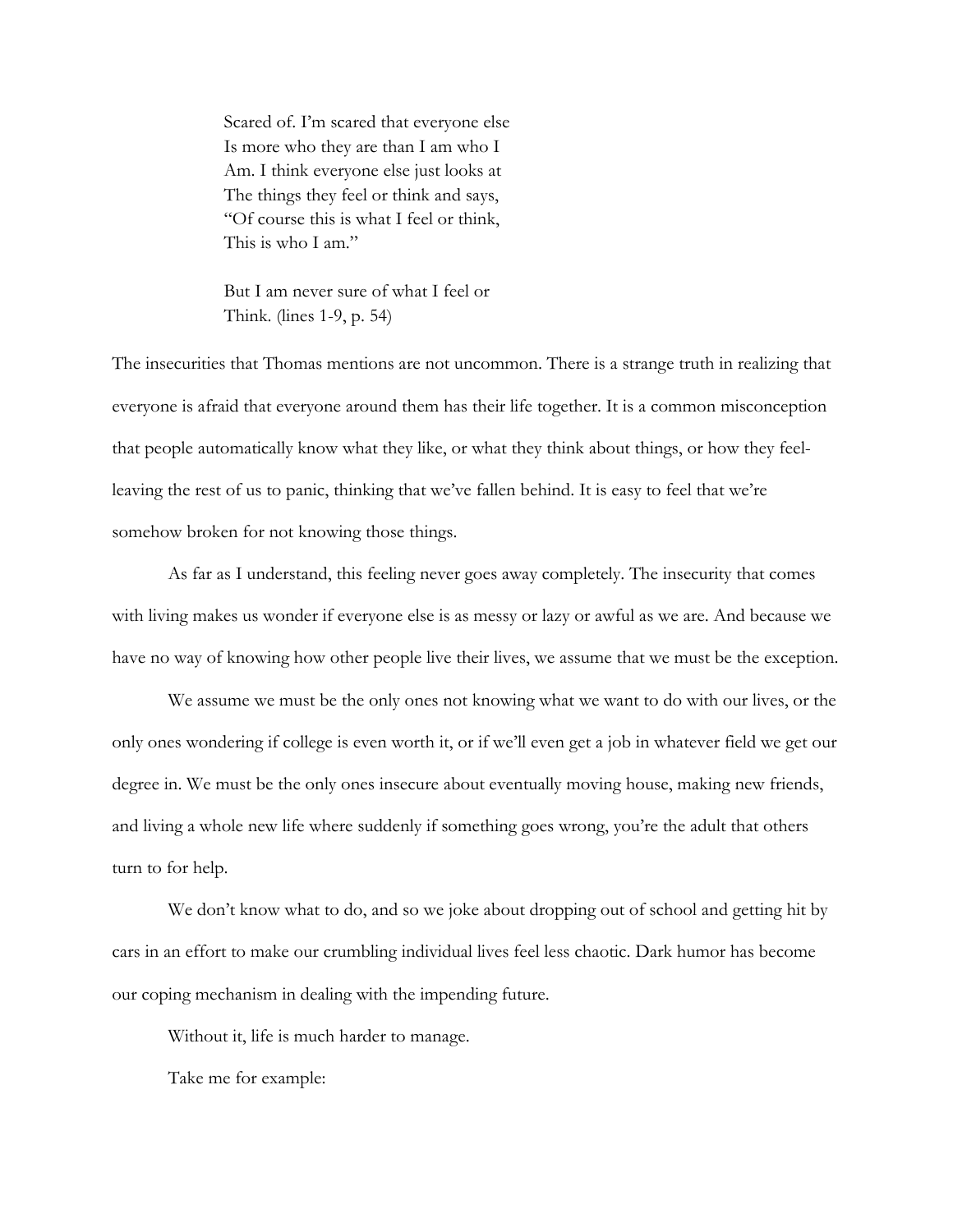> Scared of. I'm scared that everyone else
> Is more who they are than I am who I
> Am. I think everyone else just looks at
> The things they feel or think and says,
> "Of course this is what I feel or think,
> This is who I am."
>
> But I am never sure of what I feel or
> Think. (lines 1-9, p. 54)

The insecurities that Thomas mentions are not uncommon. There is a strange truth in realizing that everyone is afraid that everyone around them has their life together. It is a common misconception that people automatically know what they like, or what they think about things, or how they feel- leaving the rest of us to panic, thinking that we've fallen behind. It is easy to feel that we're somehow broken for not knowing those things.

As far as I understand, this feeling never goes away completely. The insecurity that comes with living makes us wonder if everyone else is as messy or lazy or awful as we are. And because we have no way of knowing how other people live their lives, we assume that we must be the exception.

We assume we must be the only ones not knowing what we want to do with our lives, or the only ones wondering if college is even worth it, or if we'll even get a job in whatever field we get our degree in. We must be the only ones insecure about eventually moving house, making new friends, and living a whole new life where suddenly if something goes wrong, you're the adult that others turn to for help.

We don't know what to do, and so we joke about dropping out of school and getting hit by cars in an effort to make our crumbling individual lives feel less chaotic. Dark humor has become our coping mechanism in dealing with the impending future.

Without it, life is much harder to manage.

Take me for example: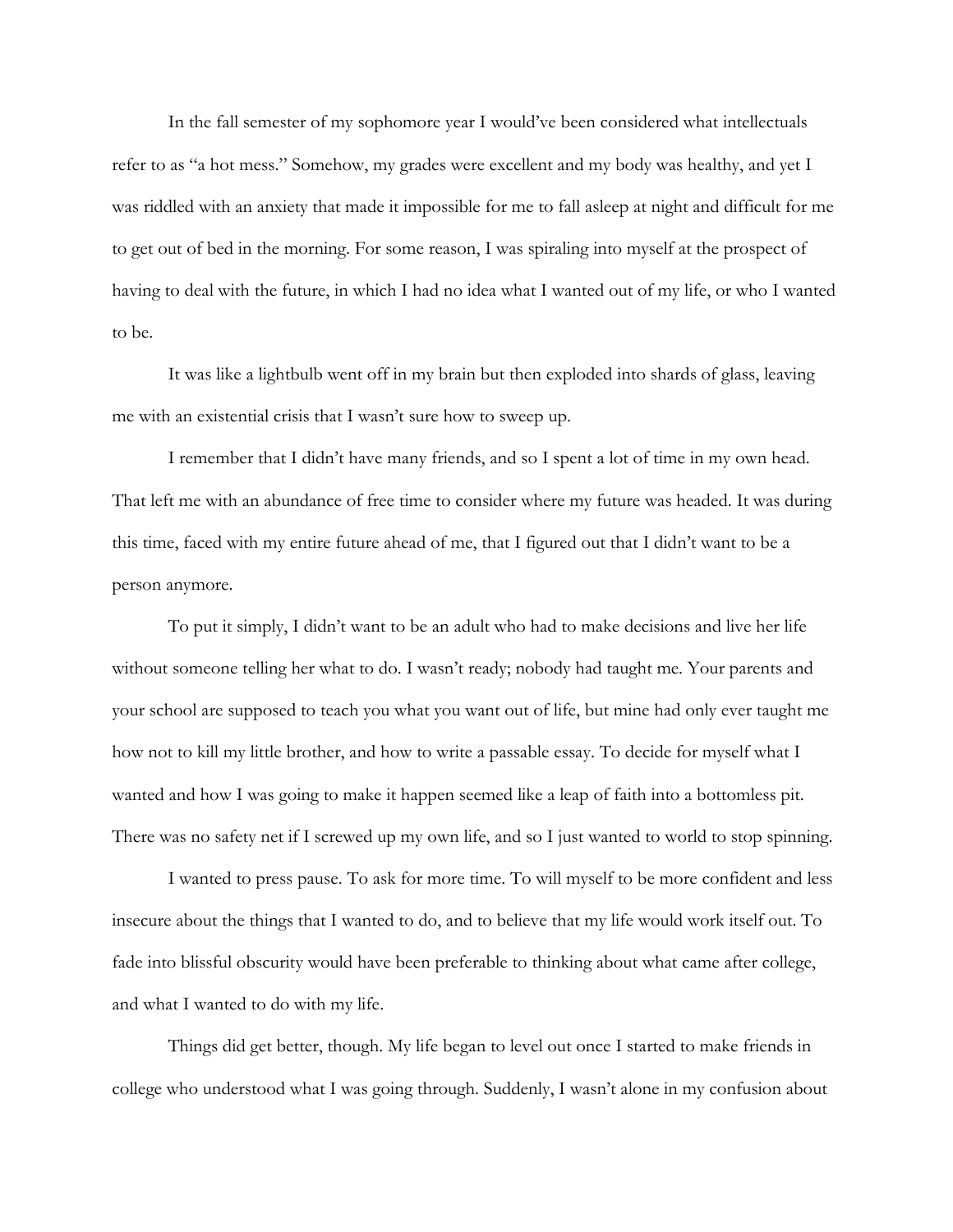In the fall semester of my sophomore year I would've been considered what intellectuals refer to as "a hot mess." Somehow, my grades were excellent and my body was healthy, and yet I was riddled with an anxiety that made it impossible for me to fall asleep at night and difficult for me to get out of bed in the morning. For some reason, I was spiraling into myself at the prospect of having to deal with the future, in which I had no idea what I wanted out of my life, or who I wanted to be.

It was like a lightbulb went off in my brain but then exploded into shards of glass, leaving me with an existential crisis that I wasn't sure how to sweep up.

I remember that I didn't have many friends, and so I spent a lot of time in my own head. That left me with an abundance of free time to consider where my future was headed. It was during this time, faced with my entire future ahead of me, that I figured out that I didn't want to be a person anymore.

To put it simply, I didn't want to be an adult who had to make decisions and live her life without someone telling her what to do. I wasn't ready; nobody had taught me. Your parents and your school are supposed to teach you what you want out of life, but mine had only ever taught me how not to kill my little brother, and how to write a passable essay. To decide for myself what I wanted and how I was going to make it happen seemed like a leap of faith into a bottomless pit. There was no safety net if I screwed up my own life, and so I just wanted to world to stop spinning.

I wanted to press pause. To ask for more time. To will myself to be more confident and less insecure about the things that I wanted to do, and to believe that my life would work itself out. To fade into blissful obscurity would have been preferable to thinking about what came after college, and what I wanted to do with my life.

Things did get better, though. My life began to level out once I started to make friends in college who understood what I was going through. Suddenly, I wasn't alone in my confusion about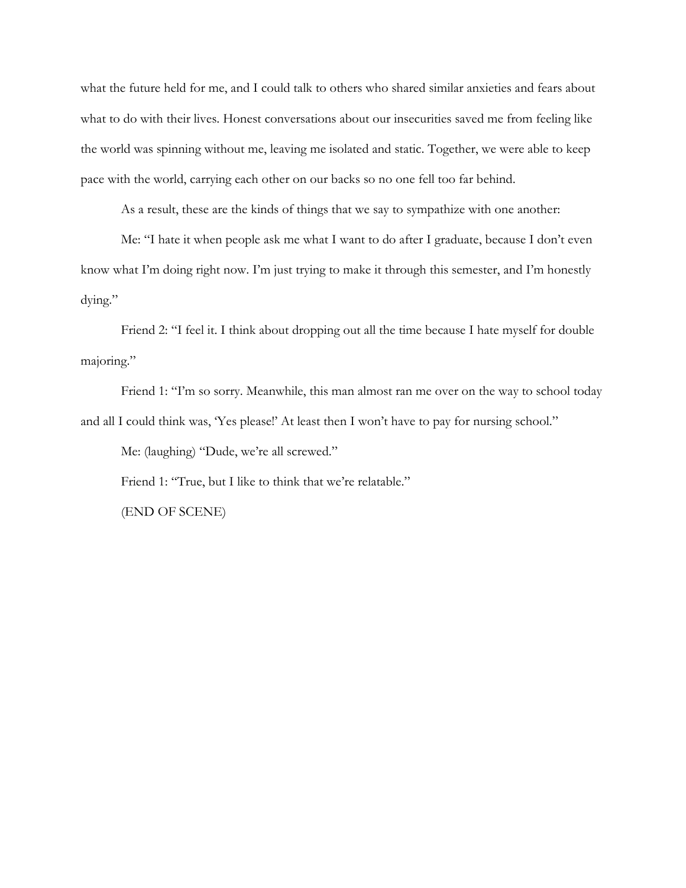what the future held for me, and I could talk to others who shared similar anxieties and fears about what to do with their lives. Honest conversations about our insecurities saved me from feeling like the world was spinning without me, leaving me isolated and static. Together, we were able to keep pace with the world, carrying each other on our backs so no one fell too far behind.

As a result, these are the kinds of things that we say to sympathize with one another:

Me: "I hate it when people ask me what I want to do after I graduate, because I don't even know what I'm doing right now. I'm just trying to make it through this semester, and I'm honestly dying."

Friend 2: "I feel it. I think about dropping out all the time because I hate myself for double majoring."

Friend 1: "I'm so sorry. Meanwhile, this man almost ran me over on the way to school today and all I could think was, 'Yes please!' At least then I won't have to pay for nursing school."

Me: (laughing) "Dude, we're all screwed."

Friend 1: "True, but I like to think that we're relatable."

(END OF SCENE)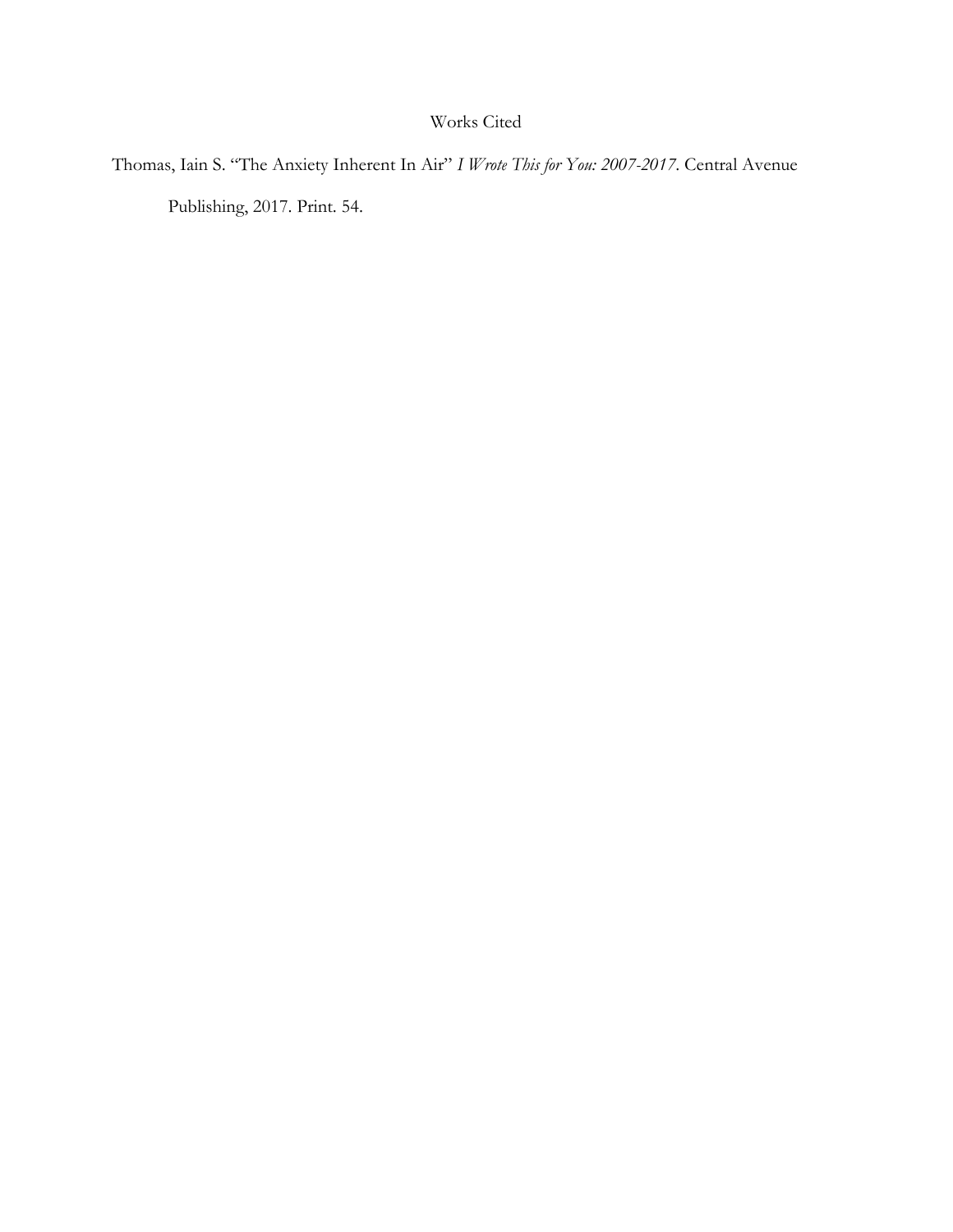# Works Cited

Thomas, Iain S. "The Anxiety Inherent In Air" *I Wrote This for You: 2007-2017*. Central Avenue Publishing, 2017. Print. 54.